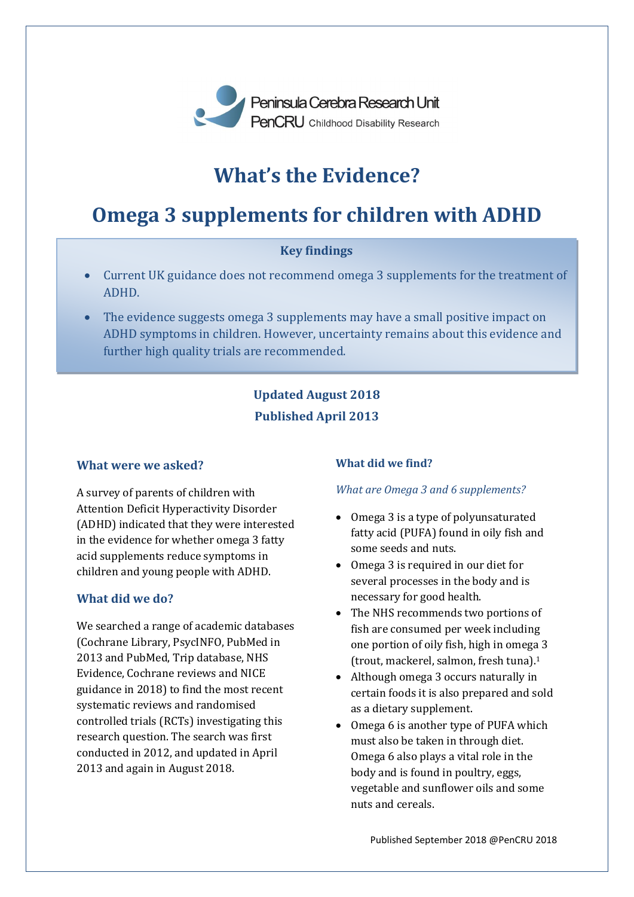Peninsula Cerebra Research Unit
PenCRU Childhood Disability Research

# What's the Evidence?

# Omega 3 supplements for children with ADHD

**Key findings**

- Current UK guidance does not recommend omega 3 supplements for the treatment of ADHD.
- The evidence suggests omega 3 supplements may have a small positive impact on ADHD symptoms in children. However, uncertainty remains about this evidence and further high quality trials are recommended.

**Updated August 2018**
**Published April 2013**

## What were we asked?

A survey of parents of children with Attention Deficit Hyperactivity Disorder (ADHD) indicated that they were interested in the evidence for whether omega 3 fatty acid supplements reduce symptoms in children and young people with ADHD.

## What did we do?

We searched a range of academic databases (Cochrane Library, PsycINFO, PubMed in 2013 and PubMed, Trip database, NHS Evidence, Cochrane reviews and NICE guidance in 2018) to find the most recent systematic reviews and randomised controlled trials (RCTs) investigating this research question. The search was first conducted in 2012, and updated in April 2013 and again in August 2018.

## What did we find?

### *What are Omega 3 and 6 supplements?*

- Omega 3 is a type of polyunsaturated fatty acid (PUFA) found in oily fish and some seeds and nuts.
- Omega 3 is required in our diet for several processes in the body and is necessary for good health.
- The NHS recommends two portions of fish are consumed per week including one portion of oily fish, high in omega 3 (trout, mackerel, salmon, fresh tuna).[1]
- Although omega 3 occurs naturally in certain foods it is also prepared and sold as a dietary supplement.
- Omega 6 is another type of PUFA which must also be taken in through diet. Omega 6 also plays a vital role in the body and is found in poultry, eggs, vegetable and sunflower oils and some nuts and cereals.

Published September 2018 @PenCRU 2018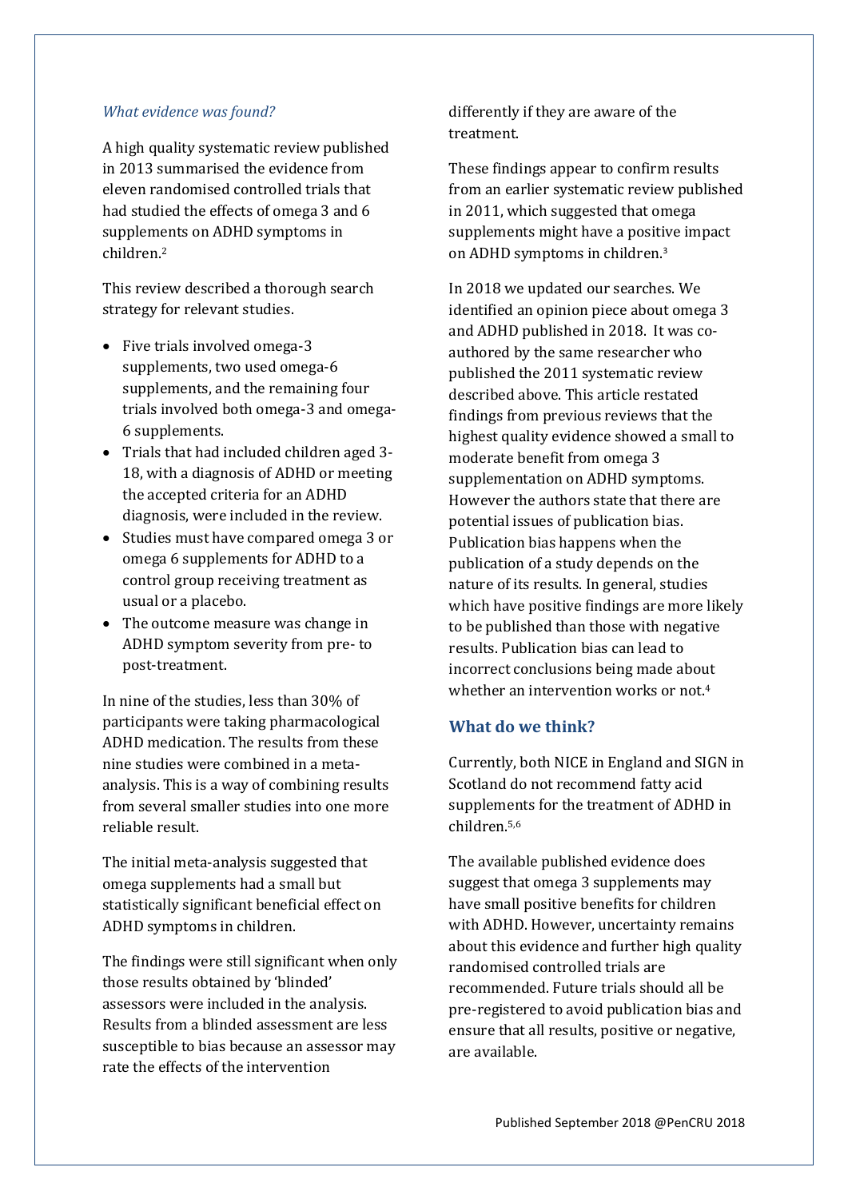### *What evidence was found?*

A high quality systematic review published in 2013 summarised the evidence from eleven randomised controlled trials that had studied the effects of omega 3 and 6 supplements on ADHD symptoms in children.[2]

This review described a thorough search strategy for relevant studies.

- Five trials involved omega-3 supplements, two used omega-6 supplements, and the remaining four trials involved both omega-3 and omega-6 supplements.
- Trials that had included children aged 3-18, with a diagnosis of ADHD or meeting the accepted criteria for an ADHD diagnosis, were included in the review.
- Studies must have compared omega 3 or omega 6 supplements for ADHD to a control group receiving treatment as usual or a placebo.
- The outcome measure was change in ADHD symptom severity from pre- to post-treatment.

In nine of the studies, less than 30% of participants were taking pharmacological ADHD medication. The results from these nine studies were combined in a meta-analysis. This is a way of combining results from several smaller studies into one more reliable result.

The initial meta-analysis suggested that omega supplements had a small but statistically significant beneficial effect on ADHD symptoms in children.

The findings were still significant when only those results obtained by 'blinded' assessors were included in the analysis. Results from a blinded assessment are less susceptible to bias because an assessor may rate the effects of the intervention differently if they are aware of the treatment.

These findings appear to confirm results from an earlier systematic review published in 2011, which suggested that omega supplements might have a positive impact on ADHD symptoms in children.[3]

In 2018 we updated our searches. We identified an opinion piece about omega 3 and ADHD published in 2018. It was co-authored by the same researcher who published the 2011 systematic review described above. This article restated findings from previous reviews that the highest quality evidence showed a small to moderate benefit from omega 3 supplementation on ADHD symptoms. However the authors state that there are potential issues of publication bias. Publication bias happens when the publication of a study depends on the nature of its results. In general, studies which have positive findings are more likely to be published than those with negative results. Publication bias can lead to incorrect conclusions being made about whether an intervention works or not.[4]

## What do we think?

Currently, both NICE in England and SIGN in Scotland do not recommend fatty acid supplements for the treatment of ADHD in children.[5,6]

The available published evidence does suggest that omega 3 supplements may have small positive benefits for children with ADHD. However, uncertainty remains about this evidence and further high quality randomised controlled trials are recommended. Future trials should all be pre-registered to avoid publication bias and ensure that all results, positive or negative, are available.

Published September 2018 @PenCRU 2018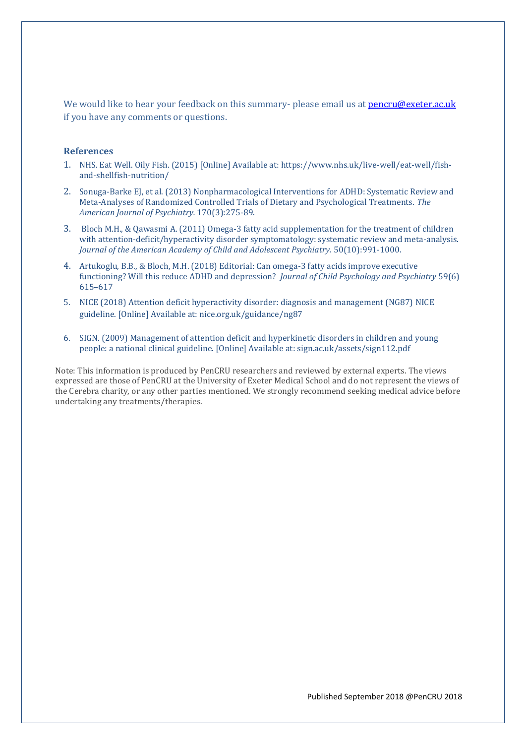We would like to hear your feedback on this summary- please email us at [pencru@exeter.ac.uk](mailto:pencru@exeter.ac.uk) if you have any comments or questions.

## References

1. NHS. Eat Well. Oily Fish. (2015) [Online] Available at: https://www.nhs.uk/live-well/eat-well/fish-and-shellfish-nutrition/
2. Sonuga-Barke EJ, et al. (2013) Nonpharmacological Interventions for ADHD: Systematic Review and Meta-Analyses of Randomized Controlled Trials of Dietary and Psychological Treatments. *The American Journal of Psychiatry.* 170(3):275-89.
3. Bloch M.H., & Qawasmi A. (2011) Omega-3 fatty acid supplementation for the treatment of children with attention-deficit/hyperactivity disorder symptomatology: systematic review and meta-analysis. *Journal of the American Academy of Child and Adolescent Psychiatry.* 50(10):991-1000.
4. Artukoglu, B.B., & Bloch, M.H. (2018) Editorial: Can omega-3 fatty acids improve executive functioning? Will this reduce ADHD and depression? *Journal of Child Psychology and Psychiatry* 59(6) 615–617
5. NICE (2018) Attention deficit hyperactivity disorder: diagnosis and management (NG87) NICE guideline. [Online] Available at: nice.org.uk/guidance/ng87
6. SIGN. (2009) Management of attention deficit and hyperkinetic disorders in children and young people: a national clinical guideline. [Online] Available at: sign.ac.uk/assets/sign112.pdf

Note: This information is produced by PenCRU researchers and reviewed by external experts. The views expressed are those of PenCRU at the University of Exeter Medical School and do not represent the views of the Cerebra charity, or any other parties mentioned. We strongly recommend seeking medical advice before undertaking any treatments/therapies.

Published September 2018 @PenCRU 2018